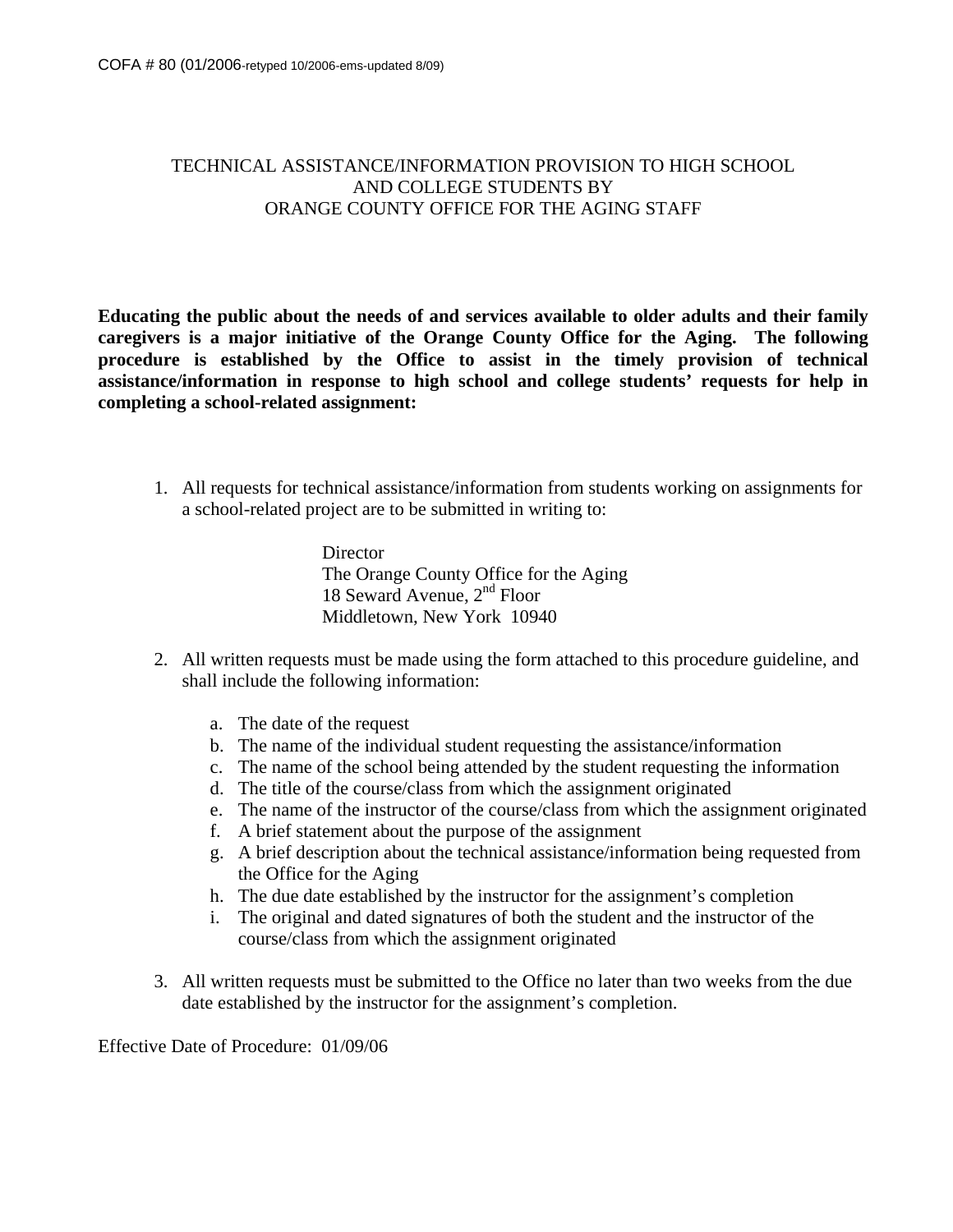COFA # 80 (01/2006-retyped 10/2006-ems-updated 8/09)

# TECHNICAL ASSISTANCE/INFORMATION PROVISION TO HIGH SCHOOL AND COLLEGE STUDENTS BY ORANGE COUNTY OFFICE FOR THE AGING STAFF

**Educating the public about the needs of and services available to older adults and their family caregivers is a major initiative of the Orange County Office for the Aging. The following procedure is established by the Office to assist in the timely provision of technical assistance/information in response to high school and college students' requests for help in completing a school-related assignment:**

1. All requests for technical assistance/information from students working on assignments for a school-related project are to be submitted in writing to:

   Director
   The Orange County Office for the Aging
   18 Seward Avenue, 2nd Floor
   Middletown, New York 10940

2. All written requests must be made using the form attached to this procedure guideline, and shall include the following information:

   a. The date of the request
   b. The name of the individual student requesting the assistance/information
   c. The name of the school being attended by the student requesting the information
   d. The title of the course/class from which the assignment originated
   e. The name of the instructor of the course/class from which the assignment originated
   f. A brief statement about the purpose of the assignment
   g. A brief description about the technical assistance/information being requested from the Office for the Aging
   h. The due date established by the instructor for the assignment's completion
   i. The original and dated signatures of both the student and the instructor of the course/class from which the assignment originated

3. All written requests must be submitted to the Office no later than two weeks from the due date established by the instructor for the assignment's completion.

Effective Date of Procedure: 01/09/06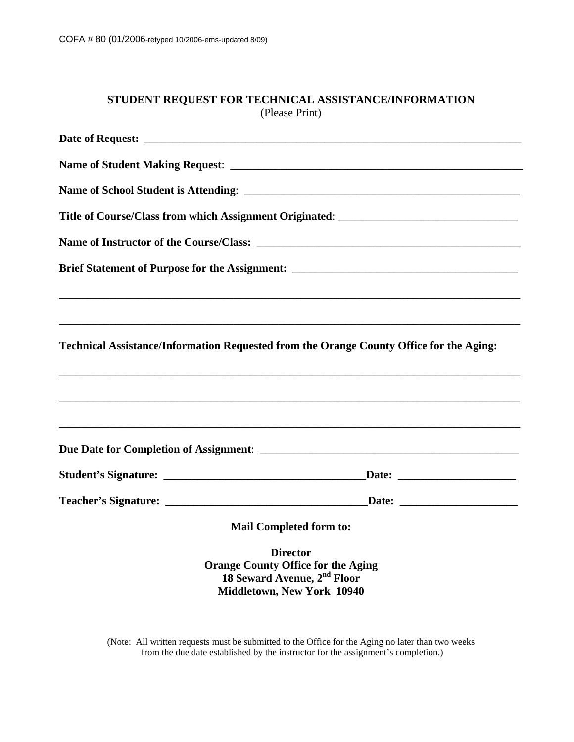COFA # 80 (01/2006-retyped 10/2006-ems-updated 8/09)

## STUDENT REQUEST FOR TECHNICAL ASSISTANCE/INFORMATION

(Please Print)

**Date of Request:** ____________________________________________________________________

**Name of Student Making Request**: ______________________________________________________

**Name of School Student is Attending**: ____________________________________________________

**Title of Course/Class from which Assignment Originated**: _______________________________

**Name of Instructor of the Course/Class:** ________________________________________________

**Brief Statement of Purpose for the Assignment:** _________________________________________

____________________________________________________________________________________

____________________________________________________________________________________

**Technical Assistance/Information Requested from the Orange County Office for the Aging:**

____________________________________________________________________________________

____________________________________________________________________________________

____________________________________________________________________________________

**Due Date for Completion of Assignment**: _______________________________________________

**Student's Signature:** ___________________________________**Date:** ____________________

**Teacher's Signature:** ___________________________________**Date:** ____________________

**Mail Completed form to:**

**Director**
**Orange County Office for the Aging**
**18 Seward Avenue, 2nd Floor**
**Middletown, New York 10940**

(Note: All written requests must be submitted to the Office for the Aging no later than two weeks from the due date established by the instructor for the assignment's completion.)